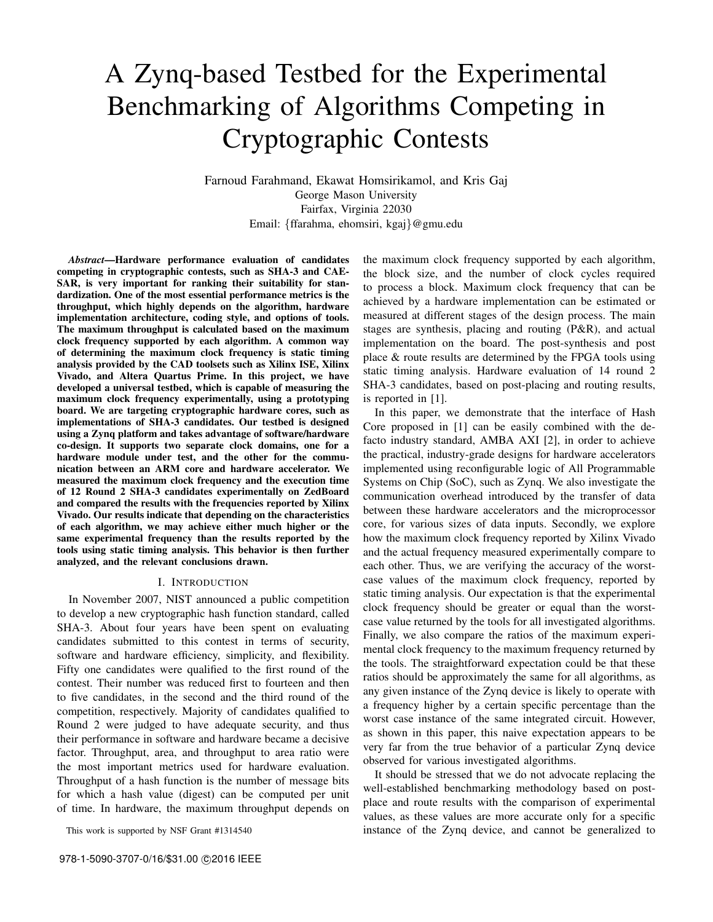# A Zynq-based Testbed for the Experimental Benchmarking of Algorithms Competing in Cryptographic Contests

Farnoud Farahmand, Ekawat Homsirikamol, and Kris Gaj
George Mason University
Fairfax, Virginia 22030
Email: {ffarahma, ehomsiri, kgaj}@gmu.edu

***Abstract*—Hardware performance evaluation of candidates competing in cryptographic contests, such as SHA-3 and CAESAR, is very important for ranking their suitability for standardization. One of the most essential performance metrics is the throughput, which highly depends on the algorithm, hardware implementation architecture, coding style, and options of tools. The maximum throughput is calculated based on the maximum clock frequency supported by each algorithm. A common way of determining the maximum clock frequency is static timing analysis provided by the CAD toolsets such as Xilinx ISE, Xilinx Vivado, and Altera Quartus Prime. In this project, we have developed a universal testbed, which is capable of measuring the maximum clock frequency experimentally, using a prototyping board. We are targeting cryptographic hardware cores, such as implementations of SHA-3 candidates. Our testbed is designed using a Zynq platform and takes advantage of software/hardware co-design. It supports two separate clock domains, one for a hardware module under test, and the other for the communication between an ARM core and hardware accelerator. We measured the maximum clock frequency and the execution time of 12 Round 2 SHA-3 candidates experimentally on ZedBoard and compared the results with the frequencies reported by Xilinx Vivado. Our results indicate that depending on the characteristics of each algorithm, we may achieve either much higher or the same experimental frequency than the results reported by the tools using static timing analysis. This behavior is then further analyzed, and the relevant conclusions drawn.**

## I. Introduction

In November 2007, NIST announced a public competition to develop a new cryptographic hash function standard, called SHA-3. About four years have been spent on evaluating candidates submitted to this contest in terms of security, software and hardware efficiency, simplicity, and flexibility. Fifty one candidates were qualified to the first round of the contest. Their number was reduced first to fourteen and then to five candidates, in the second and the third round of the competition, respectively. Majority of candidates qualified to Round 2 were judged to have adequate security, and thus their performance in software and hardware became a decisive factor. Throughput, area, and throughput to area ratio were the most important metrics used for hardware evaluation. Throughput of a hash function is the number of message bits for which a hash value (digest) can be computed per unit of time. In hardware, the maximum throughput depends on the maximum clock frequency supported by each algorithm, the block size, and the number of clock cycles required to process a block. Maximum clock frequency that can be achieved by a hardware implementation can be estimated or measured at different stages of the design process. The main stages are synthesis, placing and routing (P&R), and actual implementation on the board. The post-synthesis and post place & route results are determined by the FPGA tools using static timing analysis. Hardware evaluation of 14 round 2 SHA-3 candidates, based on post-placing and routing results, is reported in [1].

In this paper, we demonstrate that the interface of Hash Core proposed in [1] can be easily combined with the de-facto industry standard, AMBA AXI [2], in order to achieve the practical, industry-grade designs for hardware accelerators implemented using reconfigurable logic of All Programmable Systems on Chip (SoC), such as Zynq. We also investigate the communication overhead introduced by the transfer of data between these hardware accelerators and the microprocessor core, for various sizes of data inputs. Secondly, we explore how the maximum clock frequency reported by Xilinx Vivado and the actual frequency measured experimentally compare to each other. Thus, we are verifying the accuracy of the worst-case values of the maximum clock frequency, reported by static timing analysis. Our expectation is that the experimental clock frequency should be greater or equal than the worst-case value returned by the tools for all investigated algorithms. Finally, we also compare the ratios of the maximum experimental clock frequency to the maximum frequency returned by the tools. The straightforward expectation could be that these ratios should be approximately the same for all algorithms, as any given instance of the Zynq device is likely to operate with a frequency higher by a certain specific percentage than the worst case instance of the same integrated circuit. However, as shown in this paper, this naive expectation appears to be very far from the true behavior of a particular Zynq device observed for various investigated algorithms.

It should be stressed that we do not advocate replacing the well-established benchmarking methodology based on post-place and route results with the comparison of experimental values, as these values are more accurate only for a specific instance of the Zynq device, and cannot be generalized to

This work is supported by NSF Grant #1314540

978-1-5090-3707-0/16/$31.00 ©2016 IEEE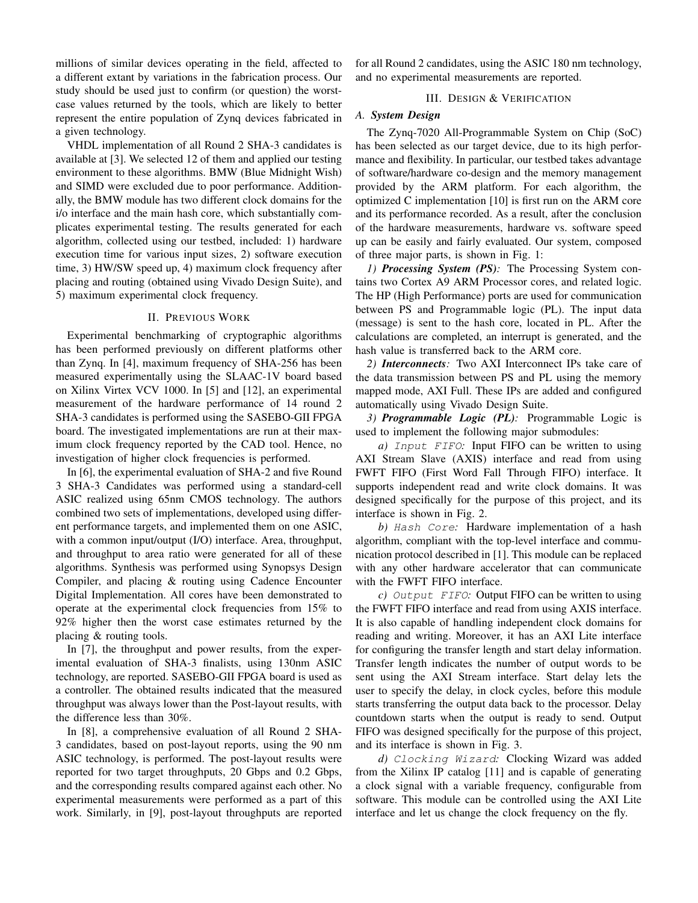millions of similar devices operating in the field, affected to a different extant by variations in the fabrication process. Our study should be used just to confirm (or question) the worst-case values returned by the tools, which are likely to better represent the entire population of Zynq devices fabricated in a given technology.

VHDL implementation of all Round 2 SHA-3 candidates is available at [3]. We selected 12 of them and applied our testing environment to these algorithms. BMW (Blue Midnight Wish) and SIMD were excluded due to poor performance. Additionally, the BMW module has two different clock domains for the i/o interface and the main hash core, which substantially complicates experimental testing. The results generated for each algorithm, collected using our testbed, included: 1) hardware execution time for various input sizes, 2) software execution time, 3) HW/SW speed up, 4) maximum clock frequency after placing and routing (obtained using Vivado Design Suite), and 5) maximum experimental clock frequency.

## II. Previous Work

Experimental benchmarking of cryptographic algorithms has been performed previously on different platforms other than Zynq. In [4], maximum frequency of SHA-256 has been measured experimentally using the SLAAC-1V board based on Xilinx Virtex VCV 1000. In [5] and [12], an experimental measurement of the hardware performance of 14 round 2 SHA-3 candidates is performed using the SASEBO-GII FPGA board. The investigated implementations are run at their maximum clock frequency reported by the CAD tool. Hence, no investigation of higher clock frequencies is performed.

In [6], the experimental evaluation of SHA-2 and five Round 3 SHA-3 Candidates was performed using a standard-cell ASIC realized using 65nm CMOS technology. The authors combined two sets of implementations, developed using different performance targets, and implemented them on one ASIC, with a common input/output (I/O) interface. Area, throughput, and throughput to area ratio were generated for all of these algorithms. Synthesis was performed using Synopsys Design Compiler, and placing & routing using Cadence Encounter Digital Implementation. All cores have been demonstrated to operate at the experimental clock frequencies from 15% to 92% higher then the worst case estimates returned by the placing & routing tools.

In [7], the throughput and power results, from the experimental evaluation of SHA-3 finalists, using 130nm ASIC technology, are reported. SASEBO-GII FPGA board is used as a controller. The obtained results indicated that the measured throughput was always lower than the Post-layout results, with the difference less than 30%.

In [8], a comprehensive evaluation of all Round 2 SHA-3 candidates, based on post-layout reports, using the 90 nm ASIC technology, is performed. The post-layout results were reported for two target throughputs, 20 Gbps and 0.2 Gbps, and the corresponding results compared against each other. No experimental measurements were performed as a part of this work. Similarly, in [9], post-layout throughputs are reported for all Round 2 candidates, using the ASIC 180 nm technology, and no experimental measurements are reported.

## III. Design & Verification

### *A. System Design*

The Zynq-7020 All-Programmable System on Chip (SoC) has been selected as our target device, due to its high performance and flexibility. In particular, our testbed takes advantage of software/hardware co-design and the memory management provided by the ARM platform. For each algorithm, the optimized C implementation [10] is first run on the ARM core and its performance recorded. As a result, after the conclusion of the hardware measurements, hardware vs. software speed up can be easily and fairly evaluated. Our system, composed of three major parts, is shown in Fig. 1:

*1) **Processing System (PS)**:* The Processing System contains two Cortex A9 ARM Processor cores, and related logic. The HP (High Performance) ports are used for communication between PS and Programmable logic (PL). The input data (message) is sent to the hash core, located in PL. After the calculations are completed, an interrupt is generated, and the hash value is transferred back to the ARM core.

*2) **Interconnects**:* Two AXI Interconnect IPs take care of the data transmission between PS and PL using the memory mapped mode, AXI Full. These IPs are added and configured automatically using Vivado Design Suite.

*3) **Programmable Logic (PL)**:* Programmable Logic is used to implement the following major submodules:

*a) `Input FIFO`:* Input FIFO can be written to using AXI Stream Slave (AXIS) interface and read from using FWFT FIFO (First Word Fall Through FIFO) interface. It supports independent read and write clock domains. It was designed specifically for the purpose of this project, and its interface is shown in Fig. 2.

*b) `Hash Core`:* Hardware implementation of a hash algorithm, compliant with the top-level interface and communication protocol described in [1]. This module can be replaced with any other hardware accelerator that can communicate with the FWFT FIFO interface.

*c) `Output FIFO`:* Output FIFO can be written to using the FWFT FIFO interface and read from using AXIS interface. It is also capable of handling independent clock domains for reading and writing. Moreover, it has an AXI Lite interface for configuring the transfer length and start delay information. Transfer length indicates the number of output words to be sent using the AXI Stream interface. Start delay lets the user to specify the delay, in clock cycles, before this module starts transferring the output data back to the processor. Delay countdown starts when the output is ready to send. Output FIFO was designed specifically for the purpose of this project, and its interface is shown in Fig. 3.

*d) `Clocking Wizard`:* Clocking Wizard was added from the Xilinx IP catalog [11] and is capable of generating a clock signal with a variable frequency, configurable from software. This module can be controlled using the AXI Lite interface and let us change the clock frequency on the fly.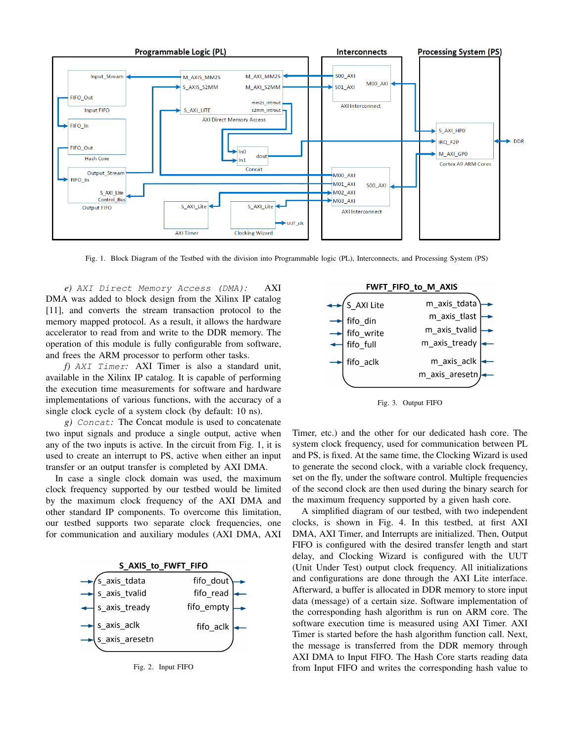Fig. 1. Block Diagram of the Testbed with the division into Programmable logic (PL), Interconnects, and Processing System (PS)

*e) AXI Direct Memory Access (DMA):* AXI DMA was added to block design from the Xilinx IP catalog [11], and converts the stream transaction protocol to the memory mapped protocol. As a result, it allows the hardware accelerator to read from and write to the DDR memory. The operation of this module is fully configurable from software, and frees the ARM processor to perform other tasks.

*f) AXI Timer:* AXI Timer is also a standard unit, available in the Xilinx IP catalog. It is capable of performing the execution time measurements for software and hardware implementations of various functions, with the accuracy of a single clock cycle of a system clock (by default: 10 ns).

*g) Concat:* The Concat module is used to concatenate two input signals and produce a single output, active when any of the two inputs is active. In the circuit from Fig. 1, it is used to create an interrupt to PS, active when either an input transfer or an output transfer is completed by AXI DMA.

In case a single clock domain was used, the maximum clock frequency supported by our testbed would be limited by the maximum clock frequency of the AXI DMA and other standard IP components. To overcome this limitation, our testbed supports two separate clock frequencies, one for communication and auxiliary modules (AXI DMA, AXI Timer, etc.) and the other for our dedicated hash core. The system clock frequency, used for communication between PL and PS, is fixed. At the same time, the Clocking Wizard is used to generate the second clock, with a variable clock frequency, set on the fly, under the software control. Multiple frequencies of the second clock are then used during the binary search for the maximum frequency supported by a given hash core.

Fig. 2. Input FIFO

Fig. 3. Output FIFO

A simplified diagram of our testbed, with two independent clocks, is shown in Fig. 4. In this testbed, at first AXI DMA, AXI Timer, and Interrupts are initialized. Then, Output FIFO is configured with the desired transfer length and start delay, and Clocking Wizard is configured with the UUT (Unit Under Test) output clock frequency. All initializations and configurations are done through the AXI Lite interface. Afterward, a buffer is allocated in DDR memory to store input data (message) of a certain size. Software implementation of the corresponding hash algorithm is run on ARM core. The software execution time is measured using AXI Timer. AXI Timer is started before the hash algorithm function call. Next, the message is transferred from the DDR memory through AXI DMA to Input FIFO. The Hash Core starts reading data from Input FIFO and writes the corresponding hash value to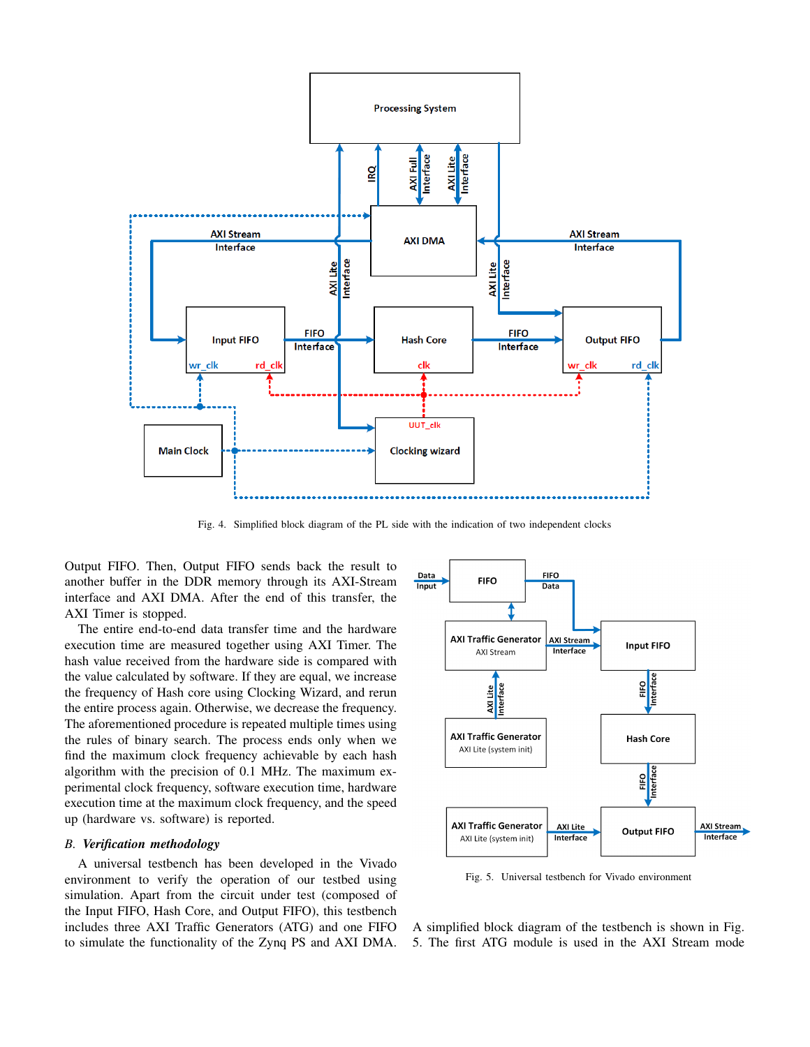Fig. 4. Simplified block diagram of the PL side with the indication of two independent clocks

Output FIFO. Then, Output FIFO sends back the result to another buffer in the DDR memory through its AXI-Stream interface and AXI DMA. After the end of this transfer, the AXI Timer is stopped.

The entire end-to-end data transfer time and the hardware execution time are measured together using AXI Timer. The hash value received from the hardware side is compared with the value calculated by software. If they are equal, we increase the frequency of Hash core using Clocking Wizard, and rerun the entire process again. Otherwise, we decrease the frequency. The aforementioned procedure is repeated multiple times using the rules of binary search. The process ends only when we find the maximum clock frequency achievable by each hash algorithm with the precision of 0.1 MHz. The maximum experimental clock frequency, software execution time, hardware execution time at the maximum clock frequency, and the speed up (hardware vs. software) is reported.

### B. *Verification methodology*

A universal testbench has been developed in the Vivado environment to verify the operation of our testbed using simulation. Apart from the circuit under test (composed of the Input FIFO, Hash Core, and Output FIFO), this testbench includes three AXI Traffic Generators (ATG) and one FIFO to simulate the functionality of the Zynq PS and AXI DMA.

Fig. 5. Universal testbench for Vivado environment

A simplified block diagram of the testbench is shown in Fig. 5. The first ATG module is used in the AXI Stream mode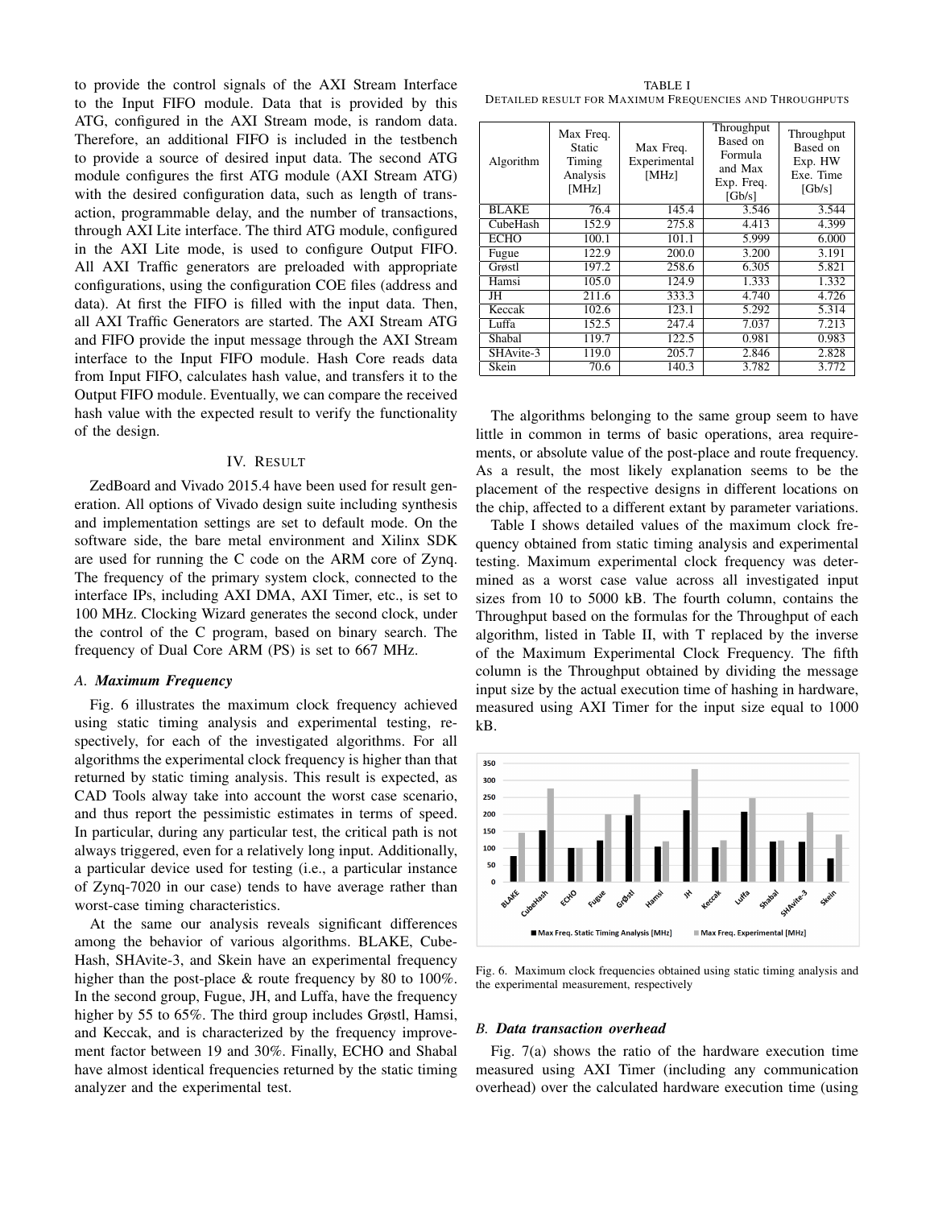to provide the control signals of the AXI Stream Interface to the Input FIFO module. Data that is provided by this ATG, configured in the AXI Stream mode, is random data. Therefore, an additional FIFO is included in the testbench to provide a source of desired input data. The second ATG module configures the first ATG module (AXI Stream ATG) with the desired configuration data, such as length of transaction, programmable delay, and the number of transactions, through AXI Lite interface. The third ATG module, configured in the AXI Lite mode, is used to configure Output FIFO. All AXI Traffic generators are preloaded with appropriate configurations, using the configuration COE files (address and data). At first the FIFO is filled with the input data. Then, all AXI Traffic Generators are started. The AXI Stream ATG and FIFO provide the input message through the AXI Stream interface to the Input FIFO module. Hash Core reads data from Input FIFO, calculates hash value, and transfers it to the Output FIFO module. Eventually, we can compare the received hash value with the expected result to verify the functionality of the design.

## IV. Result

ZedBoard and Vivado 2015.4 have been used for result generation. All options of Vivado design suite including synthesis and implementation settings are set to default mode. On the software side, the bare metal environment and Xilinx SDK are used for running the C code on the ARM core of Zynq. The frequency of the primary system clock, connected to the interface IPs, including AXI DMA, AXI Timer, etc., is set to 100 MHz. Clocking Wizard generates the second clock, under the control of the C program, based on binary search. The frequency of Dual Core ARM (PS) is set to 667 MHz.

### A. *Maximum Frequency*

Fig. 6 illustrates the maximum clock frequency achieved using static timing analysis and experimental testing, respectively, for each of the investigated algorithms. For all algorithms the experimental clock frequency is higher than that returned by static timing analysis. This result is expected, as CAD Tools alway take into account the worst case scenario, and thus report the pessimistic estimates in terms of speed. In particular, during any particular test, the critical path is not always triggered, even for a relatively long input. Additionally, a particular device used for testing (i.e., a particular instance of Zynq-7020 in our case) tends to have average rather than worst-case timing characteristics.

At the same our analysis reveals significant differences among the behavior of various algorithms. BLAKE, CubeHash, SHAvite-3, and Skein have an experimental frequency higher than the post-place & route frequency by 80 to 100%. In the second group, Fugue, JH, and Luffa, have the frequency higher by 55 to 65%. The third group includes Grøstl, Hamsi, and Keccak, and is characterized by the frequency improvement factor between 19 and 30%. Finally, ECHO and Shabal have almost identical frequencies returned by the static timing analyzer and the experimental test.

TABLE I
Detailed result for Maximum Frequencies and Throughputs

| Algorithm | Max Freq. Static Timing Analysis [MHz] | Max Freq. Experimental [MHz] | Throughput Based on Formula and Max Exp. Freq. [Gb/s] | Throughput Based on Exp. HW Exe. Time [Gb/s] |
|---|---|---|---|---|
| BLAKE | 76.4 | 145.4 | 3.546 | 3.544 |
| CubeHash | 152.9 | 275.8 | 4.413 | 4.399 |
| ECHO | 100.1 | 101.1 | 5.999 | 6.000 |
| Fugue | 122.9 | 200.0 | 3.200 | 3.191 |
| Grøstl | 197.2 | 258.6 | 6.305 | 5.821 |
| Hamsi | 105.0 | 124.9 | 1.333 | 1.332 |
| JH | 211.6 | 333.3 | 4.740 | 4.726 |
| Keccak | 102.6 | 123.1 | 5.292 | 5.314 |
| Luffa | 152.5 | 247.4 | 7.037 | 7.213 |
| Shabal | 119.7 | 122.5 | 0.981 | 0.983 |
| SHAvite-3 | 119.0 | 205.7 | 2.846 | 2.828 |
| Skein | 70.6 | 140.3 | 3.782 | 3.772 |

The algorithms belonging to the same group seem to have little in common in terms of basic operations, area requirements, or absolute value of the post-place and route frequency. As a result, the most likely explanation seems to be the placement of the respective designs in different locations on the chip, affected to a different extant by parameter variations.

Table I shows detailed values of the maximum clock frequency obtained from static timing analysis and experimental testing. Maximum experimental clock frequency was determined as a worst case value across all investigated input sizes from 10 to 5000 kB. The fourth column, contains the Throughput based on the formulas for the Throughput of each algorithm, listed in Table II, with T replaced by the inverse of the Maximum Experimental Clock Frequency. The fifth column is the Throughput obtained by dividing the message input size by the actual execution time of hashing in hardware, measured using AXI Timer for the input size equal to 1000 kB.

Fig. 6. Maximum clock frequencies obtained using static timing analysis and the experimental measurement, respectively

### B. *Data transaction overhead*

Fig. 7(a) shows the ratio of the hardware execution time measured using AXI Timer (including any communication overhead) over the calculated hardware execution time (using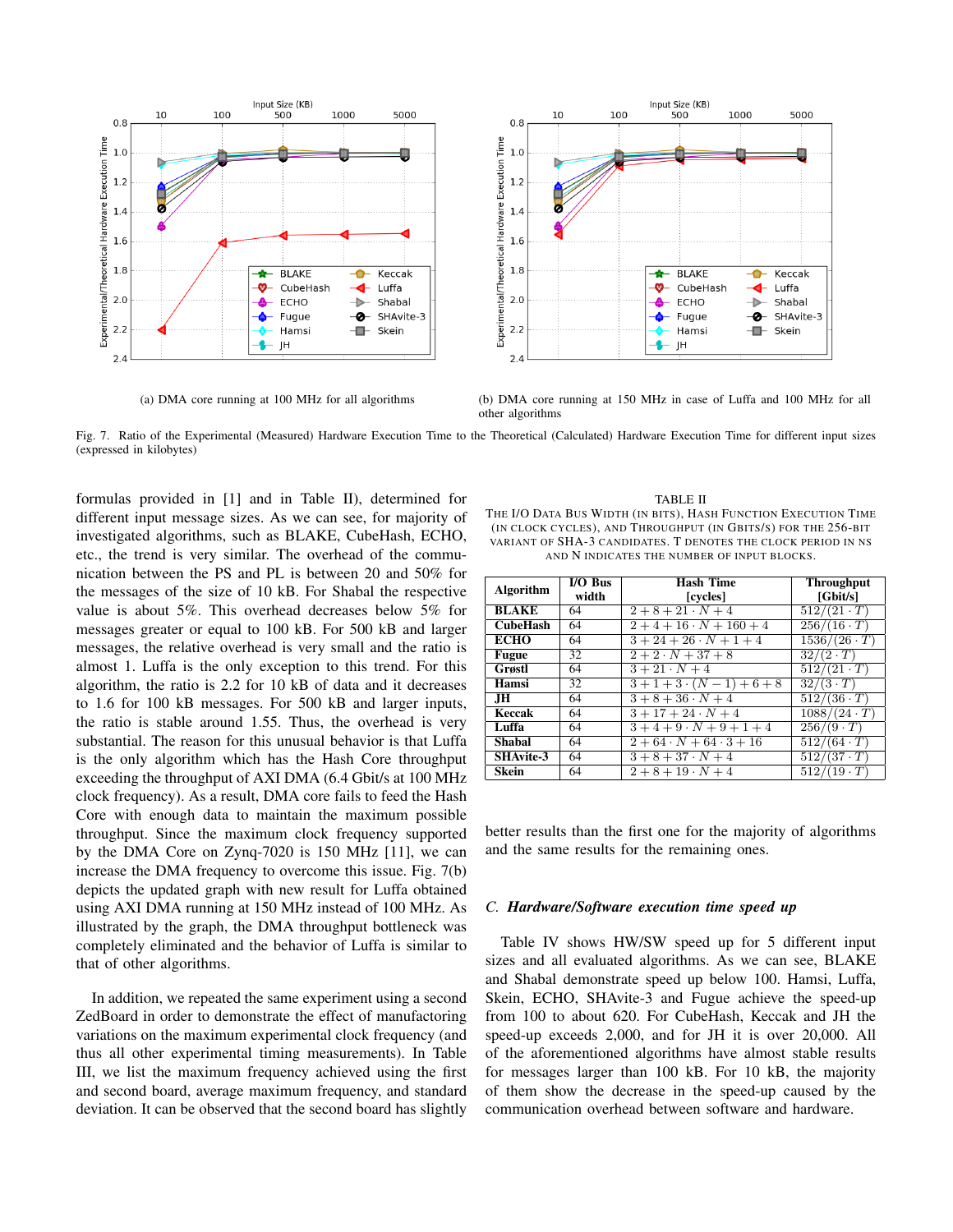(a) DMA core running at 100 MHz for all algorithms

(b) DMA core running at 150 MHz in case of Luffa and 100 MHz for all other algorithms

Fig. 7. Ratio of the Experimental (Measured) Hardware Execution Time to the Theoretical (Calculated) Hardware Execution Time for different input sizes (expressed in kilobytes)

formulas provided in [1] and in Table II), determined for different input message sizes. As we can see, for majority of investigated algorithms, such as BLAKE, CubeHash, ECHO, etc., the trend is very similar. The overhead of the communication between the PS and PL is between 20 and 50% for the messages of the size of 10 kB. For Shabal the respective value is about 5%. This overhead decreases below 5% for messages greater or equal to 100 kB. For 500 kB and larger messages, the relative overhead is very small and the ratio is almost 1. Luffa is the only exception to this trend. For this algorithm, the ratio is 2.2 for 10 kB of data and it decreases to 1.6 for 100 kB messages. For 500 kB and larger inputs, the ratio is stable around 1.55. Thus, the overhead is very substantial. The reason for this unusual behavior is that Luffa is the only algorithm which has the Hash Core throughput exceeding the throughput of AXI DMA (6.4 Gbit/s at 100 MHz clock frequency). As a result, DMA core fails to feed the Hash Core with enough data to maintain the maximum possible throughput. Since the maximum clock frequency supported by the DMA Core on Zynq-7020 is 150 MHz [11], we can increase the DMA frequency to overcome this issue. Fig. 7(b) depicts the updated graph with new result for Luffa obtained using AXI DMA running at 150 MHz instead of 100 MHz. As illustrated by the graph, the DMA throughput bottleneck was completely eliminated and the behavior of Luffa is similar to that of other algorithms.

In addition, we repeated the same experiment using a second ZedBoard in order to demonstrate the effect of manufacturing variations on the maximum experimental clock frequency (and thus all other experimental timing measurements). In Table III, we list the maximum frequency achieved using the first and second board, average maximum frequency, and standard deviation. It can be observed that the second board has slightly better results than the first one for the majority of algorithms and the same results for the remaining ones.

TABLE II
THE I/O DATA BUS WIDTH (IN BITS), HASH FUNCTION EXECUTION TIME (IN CLOCK CYCLES), AND THROUGHPUT (IN GBITS/S) FOR THE 256-BIT VARIANT OF SHA-3 CANDIDATES. T DENOTES THE CLOCK PERIOD IN NS AND N INDICATES THE NUMBER OF INPUT BLOCKS.

| Algorithm | I/O Bus width | Hash Time [cycles] | Throughput [Gbit/s] |
|---|---|---|---|
| **BLAKE** | 64 | $2+8+21\cdot N+4$ | $512/(21\cdot T)$ |
| **CubeHash** | 64 | $2+4+16\cdot N+160+4$ | $256/(16\cdot T)$ |
| **ECHO** | 64 | $3+24+26\cdot N+1+4$ | $1536/(26\cdot T)$ |
| **Fugue** | 32 | $2+2\cdot N+37+8$ | $32/(2\cdot T)$ |
| **Grøstl** | 64 | $3+21\cdot N+4$ | $512/(21\cdot T)$ |
| **Hamsi** | 32 | $3+1+3\cdot(N-1)+6+8$ | $32/(3\cdot T)$ |
| **JH** | 64 | $3+8+36\cdot N+4$ | $512/(36\cdot T)$ |
| **Keccak** | 64 | $3+17+24\cdot N+4$ | $1088/(24\cdot T)$ |
| **Luffa** | 64 | $3+4+9\cdot N+9+1+4$ | $256/(9\cdot T)$ |
| **Shabal** | 64 | $2+64\cdot N+64\cdot 3+16$ | $512/(64\cdot T)$ |
| **SHAvite-3** | 64 | $3+8+37\cdot N+4$ | $512/(37\cdot T)$ |
| **Skein** | 64 | $2+8+19\cdot N+4$ | $512/(19\cdot T)$ |

### C. *Hardware/Software execution time speed up*

Table IV shows HW/SW speed up for 5 different input sizes and all evaluated algorithms. As we can see, BLAKE and Shabal demonstrate speed up below 100. Hamsi, Luffa, Skein, ECHO, SHAvite-3 and Fugue achieve the speed-up from 100 to about 620. For CubeHash, Keccak and JH the speed-up exceeds 2,000, and for JH it is over 20,000. All of the aforementioned algorithms have almost stable results for messages larger than 100 kB. For 10 kB, the majority of them show the decrease in the speed-up caused by the communication overhead between software and hardware.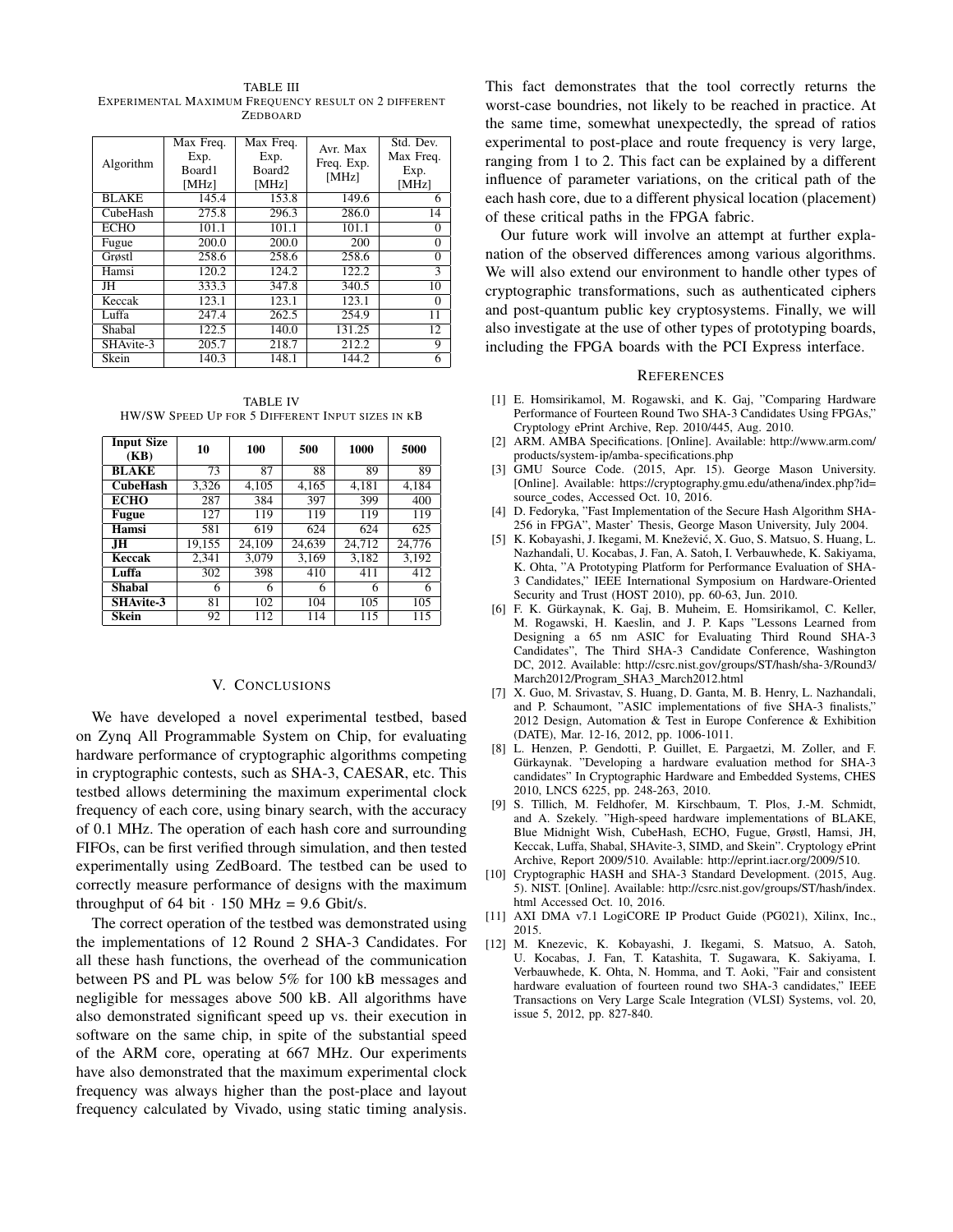TABLE III
EXPERIMENTAL MAXIMUM FREQUENCY RESULT ON 2 DIFFERENT ZEDBOARD

| Algorithm | Max Freq. Exp. Board1 [MHz] | Max Freq. Exp. Board2 [MHz] | Avr. Max Freq. Exp. [MHz] | Std. Dev. Max Freq. Exp. [MHz] |
|---|---|---|---|---|
| BLAKE | 145.4 | 153.8 | 149.6 | 6 |
| CubeHash | 275.8 | 296.3 | 286.0 | 14 |
| ECHO | 101.1 | 101.1 | 101.1 | 0 |
| Fugue | 200.0 | 200.0 | 200 | 0 |
| Grøstl | 258.6 | 258.6 | 258.6 | 0 |
| Hamsi | 120.2 | 124.2 | 122.2 | 3 |
| JH | 333.3 | 347.8 | 340.5 | 10 |
| Keccak | 123.1 | 123.1 | 123.1 | 0 |
| Luffa | 247.4 | 262.5 | 254.9 | 11 |
| Shabal | 122.5 | 140.0 | 131.25 | 12 |
| SHAvite-3 | 205.7 | 218.7 | 212.2 | 9 |
| Skein | 140.3 | 148.1 | 144.2 | 6 |

TABLE IV
HW/SW SPEED UP FOR 5 DIFFERENT INPUT SIZES IN KB

| Input Size (KB) | 10 | 100 | 500 | 1000 | 5000 |
|---|---|---|---|---|---|
| **BLAKE** | 73 | 87 | 88 | 89 | 89 |
| **CubeHash** | 3,326 | 4,105 | 4,165 | 4,181 | 4,184 |
| **ECHO** | 287 | 384 | 397 | 399 | 400 |
| **Fugue** | 127 | 119 | 119 | 119 | 119 |
| **Hamsi** | 581 | 619 | 624 | 624 | 625 |
| **JH** | 19,155 | 24,109 | 24,639 | 24,712 | 24,776 |
| **Keccak** | 2,341 | 3,079 | 3,169 | 3,182 | 3,192 |
| **Luffa** | 302 | 398 | 410 | 411 | 412 |
| **Shabal** | 6 | 6 | 6 | 6 | 6 |
| **SHAvite-3** | 81 | 102 | 104 | 105 | 105 |
| **Skein** | 92 | 112 | 114 | 115 | 115 |

## V. CONCLUSIONS

We have developed a novel experimental testbed, based on Zynq All Programmable System on Chip, for evaluating hardware performance of cryptographic algorithms competing in cryptographic contests, such as SHA-3, CAESAR, etc. This testbed allows determining the maximum experimental clock frequency of each core, using binary search, with the accuracy of 0.1 MHz. The operation of each hash core and surrounding FIFOs, can be first verified through simulation, and then tested experimentally using ZedBoard. The testbed can be used to correctly measure performance of designs with the maximum throughput of 64 bit $\cdot$ 150 MHz = 9.6 Gbit/s.

The correct operation of the testbed was demonstrated using the implementations of 12 Round 2 SHA-3 Candidates. For all these hash functions, the overhead of the communication between PS and PL was below 5% for 100 kB messages and negligible for messages above 500 kB. All algorithms have also demonstrated significant speed up vs. their execution in software on the same chip, in spite of the substantial speed of the ARM core, operating at 667 MHz. Our experiments have also demonstrated that the maximum experimental clock frequency was always higher than the post-place and layout frequency calculated by Vivado, using static timing analysis. This fact demonstrates that the tool correctly returns the worst-case boundries, not likely to be reached in practice. At the same time, somewhat unexpectedly, the spread of ratios experimental to post-place and route frequency is very large, ranging from 1 to 2. This fact can be explained by a different influence of parameter variations, on the critical path of the each hash core, due to a different physical location (placement) of these critical paths in the FPGA fabric.

Our future work will involve an attempt at further explanation of the observed differences among various algorithms. We will also extend our environment to handle other types of cryptographic transformations, such as authenticated ciphers and post-quantum public key cryptosystems. Finally, we will also investigate at the use of other types of prototyping boards, including the FPGA boards with the PCI Express interface.

## REFERENCES

[1] E. Homsirikamol, M. Rogawski, and K. Gaj, "Comparing Hardware Performance of Fourteen Round Two SHA-3 Candidates Using FPGAs," Cryptology ePrint Archive, Rep. 2010/445, Aug. 2010.

[2] ARM. AMBA Specifications. [Online]. Available: http://www.arm.com/products/system-ip/amba-specifications.php

[3] GMU Source Code. (2015, Apr. 15). George Mason University. [Online]. Available: https://cryptography.gmu.edu/athena/index.php?id=source_codes, Accessed Oct. 10, 2016.

[4] D. Fedoryka, "Fast Implementation of the Secure Hash Algorithm SHA-256 in FPGA", Master' Thesis, George Mason University, July 2004.

[5] K. Kobayashi, J. Ikegami, M. Knežević, X. Guo, S. Matsuo, S. Huang, L. Nazhandali, U. Kocabas, J. Fan, A. Satoh, I. Verbauwhede, K. Sakiyama, K. Ohta, "A Prototyping Platform for Performance Evaluation of SHA-3 Candidates," IEEE International Symposium on Hardware-Oriented Security and Trust (HOST 2010), pp. 60-63, Jun. 2010.

[6] F. K. Gürkaynak, K. Gaj, B. Muheim, E. Homsirikamol, C. Keller, M. Rogawski, H. Kaeslin, and J. P. Kaps "Lessons Learned from Designing a 65 nm ASIC for Evaluating Third Round SHA-3 Candidates", The Third SHA-3 Candidate Conference, Washington DC, 2012. Available: http://csrc.nist.gov/groups/ST/hash/sha-3/Round3/March2012/Program_SHA3_March2012.html

[7] X. Guo, M. Srivastav, S. Huang, D. Ganta, M. B. Henry, L. Nazhandali, and P. Schaumont, "ASIC implementations of five SHA-3 finalists," 2012 Design, Automation & Test in Europe Conference & Exhibition (DATE), Mar. 12-16, 2012, pp. 1006-1011.

[8] L. Henzen, P. Gendotti, P. Guillet, E. Pargaetzi, M. Zoller, and F. Gürkaynak. "Developing a hardware evaluation method for SHA-3 candidates" In Cryptographic Hardware and Embedded Systems, CHES 2010, LNCS 6225, pp. 248-263, 2010.

[9] S. Tillich, M. Feldhofer, M. Kirschbaum, T. Plos, J.-M. Schmidt, and A. Szekely. "High-speed hardware implementations of BLAKE, Blue Midnight Wish, CubeHash, ECHO, Fugue, Grøstl, Hamsi, JH, Keccak, Luffa, Shabal, SHAvite-3, SIMD, and Skein". Cryptology ePrint Archive, Report 2009/510. Available: http://eprint.iacr.org/2009/510.

[10] Cryptographic HASH and SHA-3 Standard Development. (2015, Aug. 5). NIST. [Online]. Available: http://csrc.nist.gov/groups/ST/hash/index.html Accessed Oct. 10, 2016.

[11] AXI DMA v7.1 LogiCORE IP Product Guide (PG021), Xilinx, Inc., 2015.

[12] M. Knezevic, K. Kobayashi, J. Ikegami, S. Matsuo, A. Satoh, U. Kocabas, J. Fan, T. Katashita, T. Sugawara, K. Sakiyama, I. Verbauwhede, K. Ohta, N. Homma, and T. Aoki, "Fair and consistent hardware evaluation of fourteen round two SHA-3 candidates," IEEE Transactions on Very Large Scale Integration (VLSI) Systems, vol. 20, issue 5, 2012, pp. 827-840.